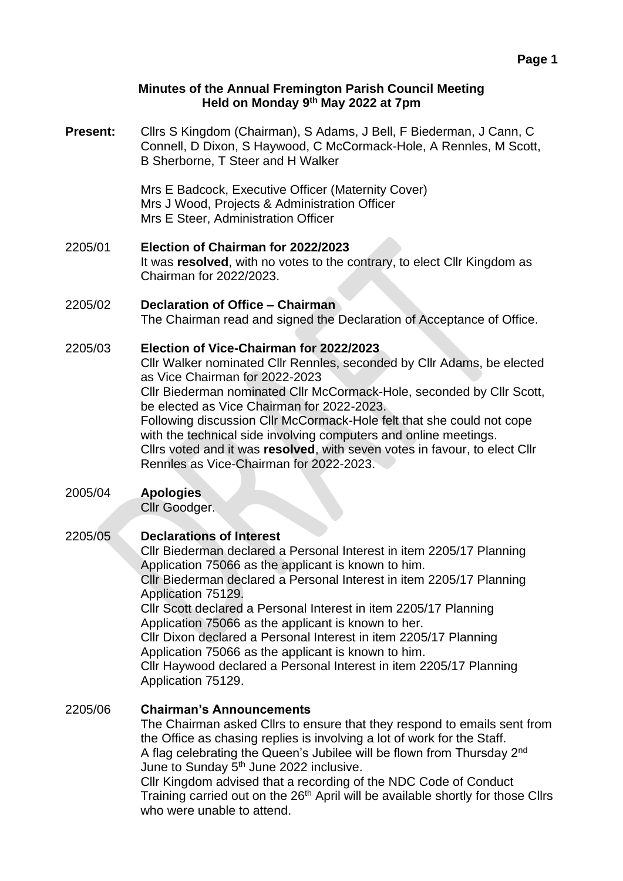**Minutes of the Annual Fremington Parish Council Meeting**
**Held on Monday 9th May 2022 at 7pm**

**Present:** Cllrs S Kingdom (Chairman), S Adams, J Bell, F Biederman, J Cann, C Connell, D Dixon, S Haywood, C McCormack-Hole, A Rennles, M Scott, B Sherborne, T Steer and H Walker

Mrs E Badcock, Executive Officer (Maternity Cover)
Mrs J Wood, Projects & Administration Officer
Mrs E Steer, Administration Officer

2205/01 **Election of Chairman for 2022/2023**
It was **resolved**, with no votes to the contrary, to elect Cllr Kingdom as Chairman for 2022/2023.

2205/02 **Declaration of Office – Chairman**
The Chairman read and signed the Declaration of Acceptance of Office.

2205/03 **Election of Vice-Chairman for 2022/2023**
Cllr Walker nominated Cllr Rennles, seconded by Cllr Adams, be elected as Vice Chairman for 2022-2023
Cllr Biederman nominated Cllr McCormack-Hole, seconded by Cllr Scott, be elected as Vice Chairman for 2022-2023.
Following discussion Cllr McCormack-Hole felt that she could not cope with the technical side involving computers and online meetings.
Cllrs voted and it was **resolved**, with seven votes in favour, to elect Cllr Rennles as Vice-Chairman for 2022-2023.

2005/04 **Apologies**
Cllr Goodger.

2205/05 **Declarations of Interest**
Cllr Biederman declared a Personal Interest in item 2205/17 Planning Application 75066 as the applicant is known to him.
Cllr Biederman declared a Personal Interest in item 2205/17 Planning Application 75129.
Cllr Scott declared a Personal Interest in item 2205/17 Planning Application 75066 as the applicant is known to her.
Cllr Dixon declared a Personal Interest in item 2205/17 Planning Application 75066 as the applicant is known to him.
Cllr Haywood declared a Personal Interest in item 2205/17 Planning Application 75129.

2205/06 **Chairman's Announcements**
The Chairman asked Cllrs to ensure that they respond to emails sent from the Office as chasing replies is involving a lot of work for the Staff.
A flag celebrating the Queen's Jubilee will be flown from Thursday 2nd June to Sunday 5th June 2022 inclusive.
Cllr Kingdom advised that a recording of the NDC Code of Conduct Training carried out on the 26th April will be available shortly for those Cllrs who were unable to attend.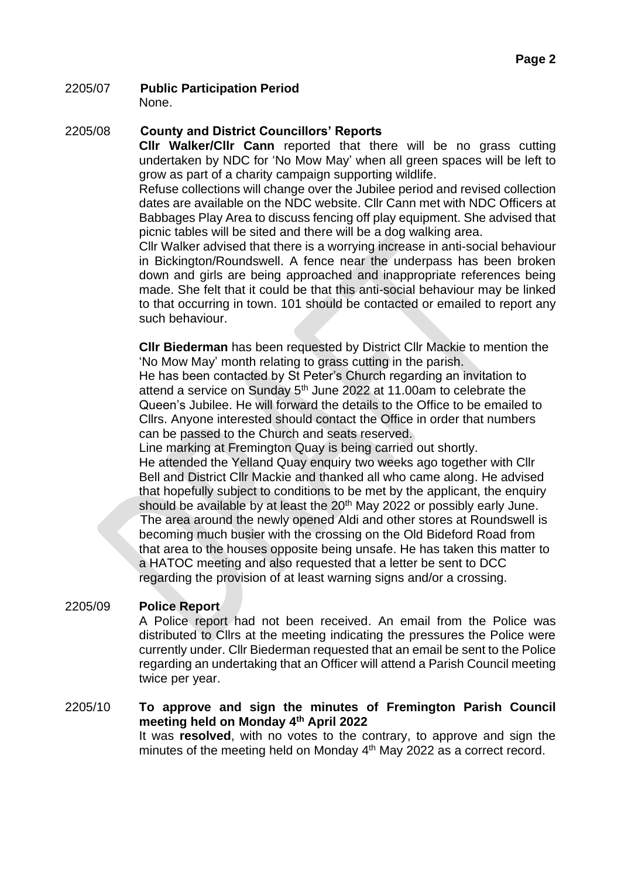### 2205/07 Public Participation Period

None.

### 2205/08 County and District Councillors' Reports

**Cllr Walker/Cllr Cann** reported that there will be no grass cutting undertaken by NDC for 'No Mow May' when all green spaces will be left to grow as part of a charity campaign supporting wildlife.

Refuse collections will change over the Jubilee period and revised collection dates are available on the NDC website. Cllr Cann met with NDC Officers at Babbages Play Area to discuss fencing off play equipment. She advised that picnic tables will be sited and there will be a dog walking area.

Cllr Walker advised that there is a worrying increase in anti-social behaviour in Bickington/Roundswell. A fence near the underpass has been broken down and girls are being approached and inappropriate references being made. She felt that it could be that this anti-social behaviour may be linked to that occurring in town. 101 should be contacted or emailed to report any such behaviour.

**Cllr Biederman** has been requested by District Cllr Mackie to mention the 'No Mow May' month relating to grass cutting in the parish.

He has been contacted by St Peter's Church regarding an invitation to attend a service on Sunday 5th June 2022 at 11.00am to celebrate the Queen's Jubilee. He will forward the details to the Office to be emailed to Cllrs. Anyone interested should contact the Office in order that numbers can be passed to the Church and seats reserved.

Line marking at Fremington Quay is being carried out shortly.

He attended the Yelland Quay enquiry two weeks ago together with Cllr Bell and District Cllr Mackie and thanked all who came along. He advised that hopefully subject to conditions to be met by the applicant, the enquiry should be available by at least the 20th May 2022 or possibly early June.

The area around the newly opened Aldi and other stores at Roundswell is becoming much busier with the crossing on the Old Bideford Road from that area to the houses opposite being unsafe. He has taken this matter to a HATOC meeting and also requested that a letter be sent to DCC regarding the provision of at least warning signs and/or a crossing.

### 2205/09 Police Report

A Police report had not been received. An email from the Police was distributed to Cllrs at the meeting indicating the pressures the Police were currently under. Cllr Biederman requested that an email be sent to the Police regarding an undertaking that an Officer will attend a Parish Council meeting twice per year.

### 2205/10 To approve and sign the minutes of Fremington Parish Council meeting held on Monday 4th April 2022

It was **resolved**, with no votes to the contrary, to approve and sign the minutes of the meeting held on Monday 4th May 2022 as a correct record.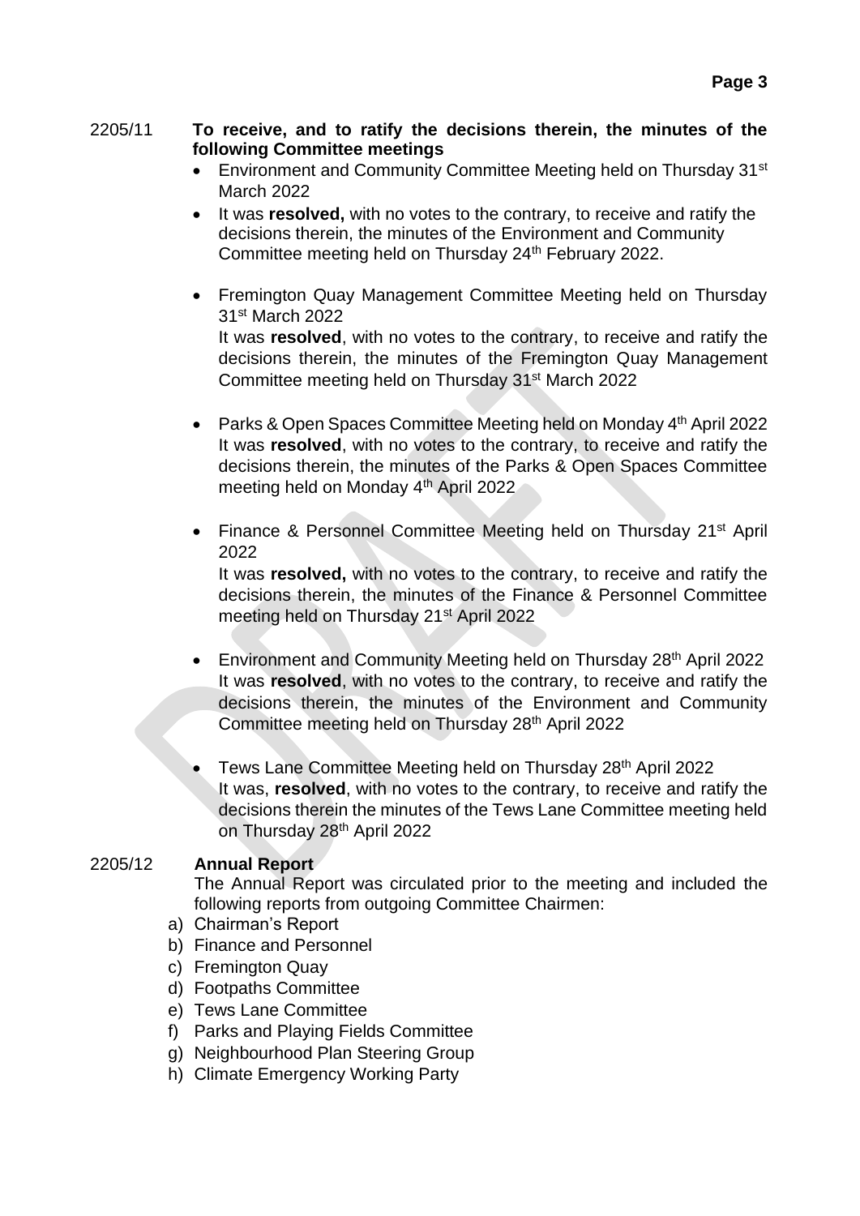2205/11 **To receive, and to ratify the decisions therein, the minutes of the following Committee meetings**

- Environment and Community Committee Meeting held on Thursday 31st March 2022
- It was **resolved,** with no votes to the contrary, to receive and ratify the decisions therein, the minutes of the Environment and Community Committee meeting held on Thursday 24th February 2022.
- Fremington Quay Management Committee Meeting held on Thursday 31st March 2022
  It was **resolved**, with no votes to the contrary, to receive and ratify the decisions therein, the minutes of the Fremington Quay Management Committee meeting held on Thursday 31st March 2022
- Parks & Open Spaces Committee Meeting held on Monday 4th April 2022
  It was **resolved**, with no votes to the contrary, to receive and ratify the decisions therein, the minutes of the Parks & Open Spaces Committee meeting held on Monday 4th April 2022
- Finance & Personnel Committee Meeting held on Thursday 21st April 2022
  It was **resolved,** with no votes to the contrary, to receive and ratify the decisions therein, the minutes of the Finance & Personnel Committee meeting held on Thursday 21st April 2022
- Environment and Community Meeting held on Thursday 28th April 2022
  It was **resolved**, with no votes to the contrary, to receive and ratify the decisions therein, the minutes of the Environment and Community Committee meeting held on Thursday 28th April 2022
- Tews Lane Committee Meeting held on Thursday 28th April 2022
  It was, **resolved**, with no votes to the contrary, to receive and ratify the decisions therein the minutes of the Tews Lane Committee meeting held on Thursday 28th April 2022

2205/12 **Annual Report**

The Annual Report was circulated prior to the meeting and included the following reports from outgoing Committee Chairmen:

a) Chairman's Report
b) Finance and Personnel
c) Fremington Quay
d) Footpaths Committee
e) Tews Lane Committee
f) Parks and Playing Fields Committee
g) Neighbourhood Plan Steering Group
h) Climate Emergency Working Party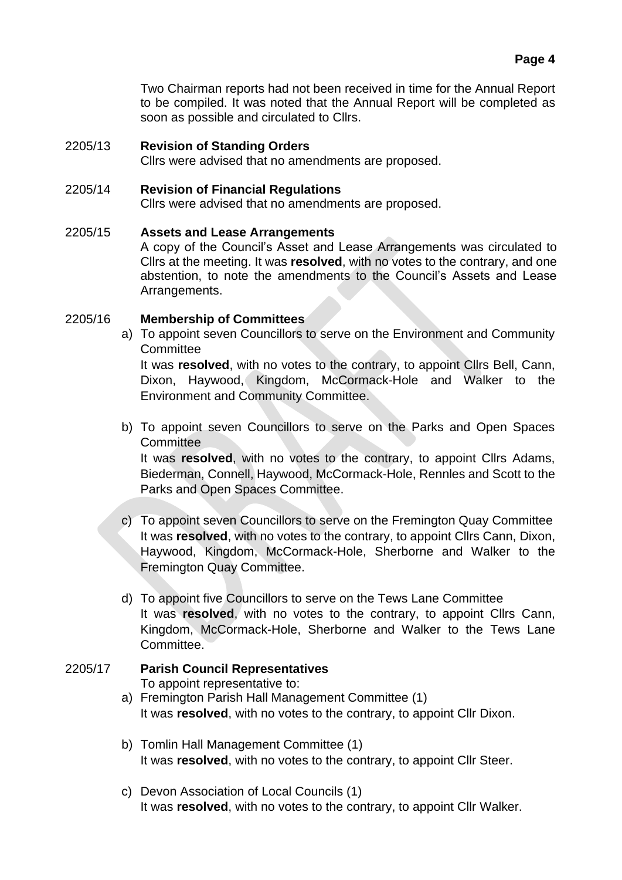Two Chairman reports had not been received in time for the Annual Report to be compiled. It was noted that the Annual Report will be completed as soon as possible and circulated to Cllrs.

2205/13 **Revision of Standing Orders**
Cllrs were advised that no amendments are proposed.

2205/14 **Revision of Financial Regulations**
Cllrs were advised that no amendments are proposed.

2205/15 **Assets and Lease Arrangements**
A copy of the Council's Asset and Lease Arrangements was circulated to Cllrs at the meeting. It was **resolved**, with no votes to the contrary, and one abstention, to note the amendments to the Council's Assets and Lease Arrangements.

2205/16 **Membership of Committees**

a) To appoint seven Councillors to serve on the Environment and Community Committee
It was **resolved**, with no votes to the contrary, to appoint Cllrs Bell, Cann, Dixon, Haywood, Kingdom, McCormack-Hole and Walker to the Environment and Community Committee.

b) To appoint seven Councillors to serve on the Parks and Open Spaces Committee
It was **resolved**, with no votes to the contrary, to appoint Cllrs Adams, Biederman, Connell, Haywood, McCormack-Hole, Rennles and Scott to the Parks and Open Spaces Committee.

c) To appoint seven Councillors to serve on the Fremington Quay Committee
It was **resolved**, with no votes to the contrary, to appoint Cllrs Cann, Dixon, Haywood, Kingdom, McCormack-Hole, Sherborne and Walker to the Fremington Quay Committee.

d) To appoint five Councillors to serve on the Tews Lane Committee
It was **resolved**, with no votes to the contrary, to appoint Cllrs Cann, Kingdom, McCormack-Hole, Sherborne and Walker to the Tews Lane Committee.

2205/17 **Parish Council Representatives**
To appoint representative to:

a) Fremington Parish Hall Management Committee (1)
It was **resolved**, with no votes to the contrary, to appoint Cllr Dixon.

b) Tomlin Hall Management Committee (1)
It was **resolved**, with no votes to the contrary, to appoint Cllr Steer.

c) Devon Association of Local Councils (1)
It was **resolved**, with no votes to the contrary, to appoint Cllr Walker.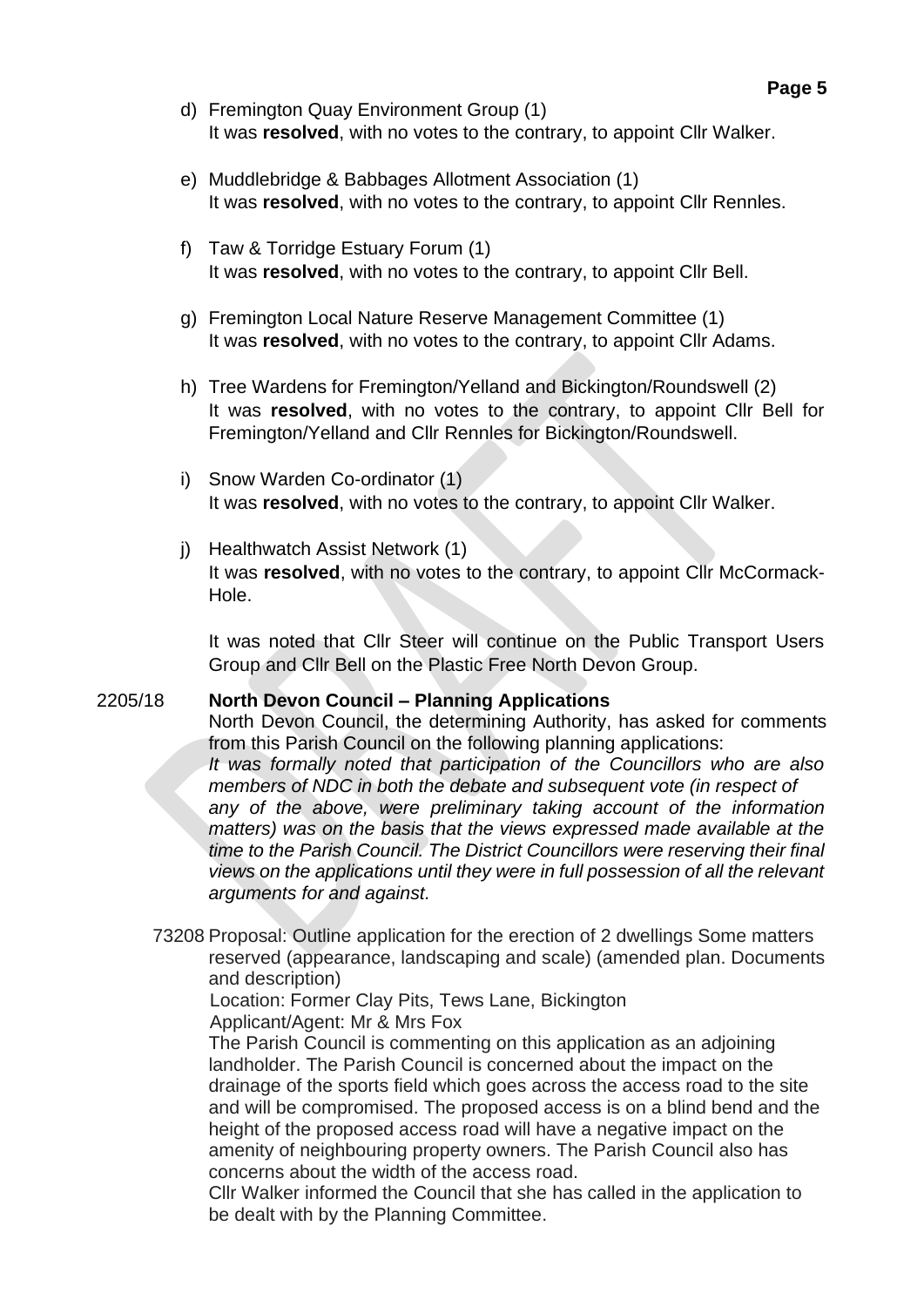d) Fremington Quay Environment Group (1)
   It was **resolved**, with no votes to the contrary, to appoint Cllr Walker.

e) Muddlebridge & Babbages Allotment Association (1)
   It was **resolved**, with no votes to the contrary, to appoint Cllr Rennles.

f) Taw & Torridge Estuary Forum (1)
   It was **resolved**, with no votes to the contrary, to appoint Cllr Bell.

g) Fremington Local Nature Reserve Management Committee (1)
   It was **resolved**, with no votes to the contrary, to appoint Cllr Adams.

h) Tree Wardens for Fremington/Yelland and Bickington/Roundswell (2)
   It was **resolved**, with no votes to the contrary, to appoint Cllr Bell for Fremington/Yelland and Cllr Rennles for Bickington/Roundswell.

i) Snow Warden Co-ordinator (1)
   It was **resolved**, with no votes to the contrary, to appoint Cllr Walker.

j) Healthwatch Assist Network (1)
   It was **resolved**, with no votes to the contrary, to appoint Cllr McCormack-Hole.

   It was noted that Cllr Steer will continue on the Public Transport Users Group and Cllr Bell on the Plastic Free North Devon Group.

**2205/18 North Devon Council – Planning Applications**

North Devon Council, the determining Authority, has asked for comments from this Parish Council on the following planning applications:

*It was formally noted that participation of the Councillors who are also members of NDC in both the debate and subsequent vote (in respect of any of the above, were preliminary taking account of the information matters) was on the basis that the views expressed made available at the time to the Parish Council. The District Councillors were reserving their final views on the applications until they were in full possession of all the relevant arguments for and against.*

73208 Proposal: Outline application for the erection of 2 dwellings Some matters reserved (appearance, landscaping and scale) (amended plan. Documents and description)
Location: Former Clay Pits, Tews Lane, Bickington
Applicant/Agent: Mr & Mrs Fox
The Parish Council is commenting on this application as an adjoining landholder. The Parish Council is concerned about the impact on the drainage of the sports field which goes across the access road to the site and will be compromised. The proposed access is on a blind bend and the height of the proposed access road will have a negative impact on the amenity of neighbouring property owners. The Parish Council also has concerns about the width of the access road.
Cllr Walker informed the Council that she has called in the application to be dealt with by the Planning Committee.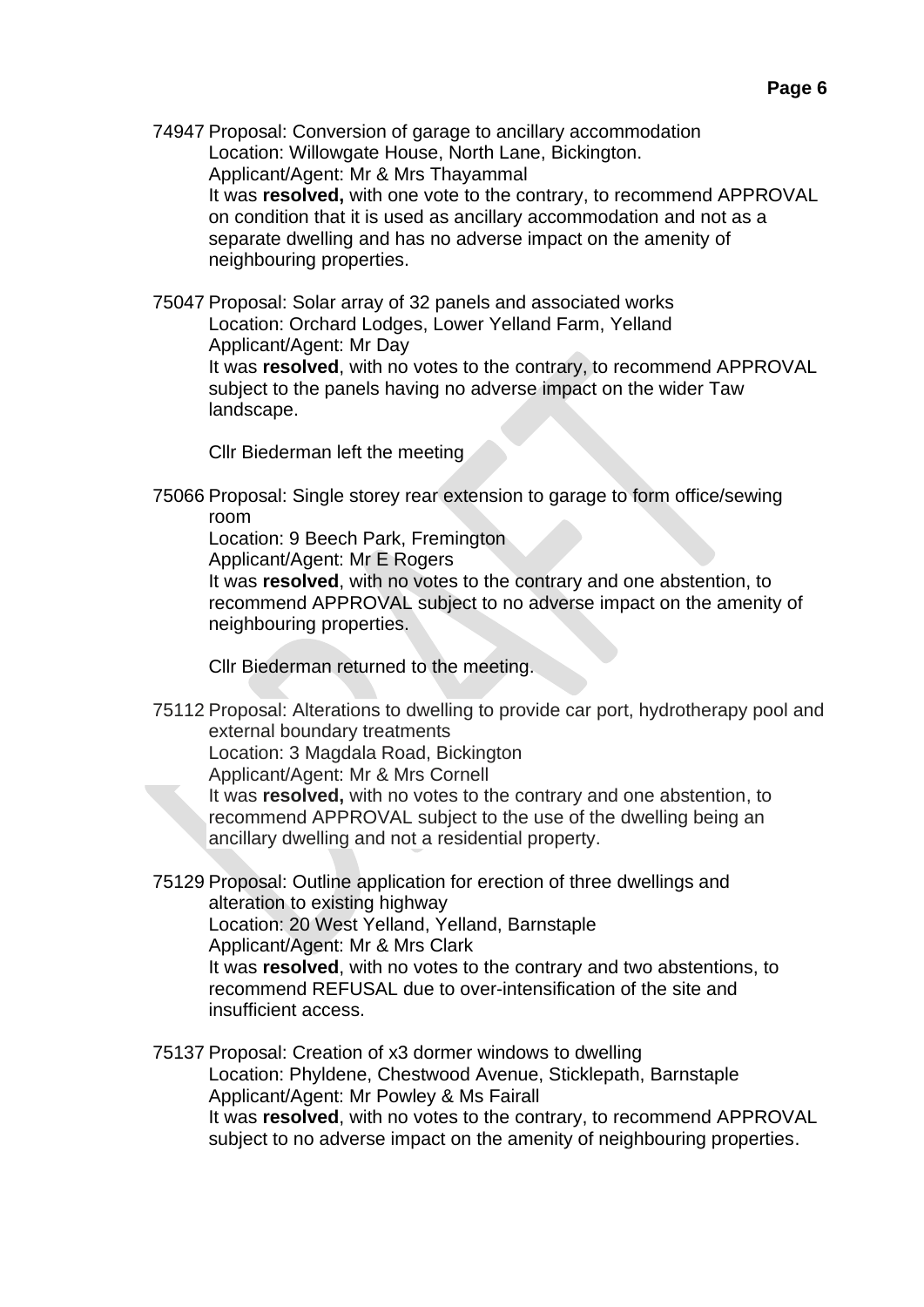74947 Proposal: Conversion of garage to ancillary accommodation
Location: Willowgate House, North Lane, Bickington.
Applicant/Agent: Mr & Mrs Thayammal
It was **resolved,** with one vote to the contrary, to recommend APPROVAL on condition that it is used as ancillary accommodation and not as a separate dwelling and has no adverse impact on the amenity of neighbouring properties.

75047 Proposal: Solar array of 32 panels and associated works
Location: Orchard Lodges, Lower Yelland Farm, Yelland
Applicant/Agent: Mr Day
It was **resolved**, with no votes to the contrary, to recommend APPROVAL subject to the panels having no adverse impact on the wider Taw landscape.

Cllr Biederman left the meeting

75066 Proposal: Single storey rear extension to garage to form office/sewing room
Location: 9 Beech Park, Fremington
Applicant/Agent: Mr E Rogers
It was **resolved**, with no votes to the contrary and one abstention, to recommend APPROVAL subject to no adverse impact on the amenity of neighbouring properties.

Cllr Biederman returned to the meeting.

75112 Proposal: Alterations to dwelling to provide car port, hydrotherapy pool and external boundary treatments
Location: 3 Magdala Road, Bickington
Applicant/Agent: Mr & Mrs Cornell
It was **resolved,** with no votes to the contrary and one abstention, to recommend APPROVAL subject to the use of the dwelling being an ancillary dwelling and not a residential property.

75129 Proposal: Outline application for erection of three dwellings and alteration to existing highway
Location: 20 West Yelland, Yelland, Barnstaple
Applicant/Agent: Mr & Mrs Clark
It was **resolved**, with no votes to the contrary and two abstentions, to recommend REFUSAL due to over-intensification of the site and insufficient access.

75137 Proposal: Creation of x3 dormer windows to dwelling
Location: Phyldene, Chestwood Avenue, Sticklepath, Barnstaple
Applicant/Agent: Mr Powley & Ms Fairall
It was **resolved**, with no votes to the contrary, to recommend APPROVAL subject to no adverse impact on the amenity of neighbouring properties.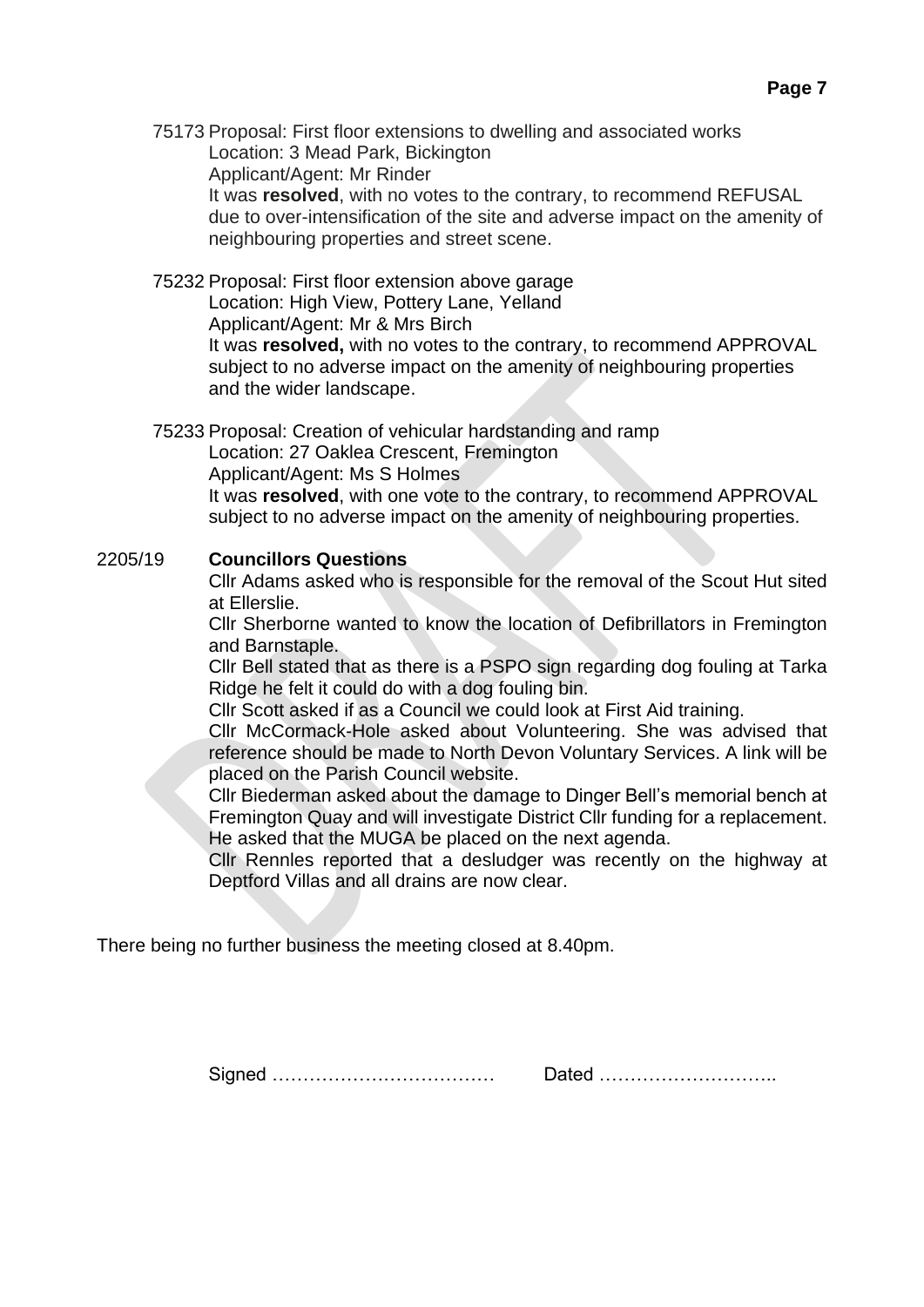75173 Proposal: First floor extensions to dwelling and associated works
Location: 3 Mead Park, Bickington
Applicant/Agent: Mr Rinder
It was **resolved**, with no votes to the contrary, to recommend REFUSAL due to over-intensification of the site and adverse impact on the amenity of neighbouring properties and street scene.

75232 Proposal: First floor extension above garage
Location: High View, Pottery Lane, Yelland
Applicant/Agent: Mr & Mrs Birch
It was **resolved,** with no votes to the contrary, to recommend APPROVAL subject to no adverse impact on the amenity of neighbouring properties and the wider landscape.

75233 Proposal: Creation of vehicular hardstanding and ramp
Location: 27 Oaklea Crescent, Fremington
Applicant/Agent: Ms S Holmes
It was **resolved**, with one vote to the contrary, to recommend APPROVAL subject to no adverse impact on the amenity of neighbouring properties.

2205/19 **Councillors Questions**

Cllr Adams asked who is responsible for the removal of the Scout Hut sited at Ellerslie.

Cllr Sherborne wanted to know the location of Defibrillators in Fremington and Barnstaple.

Cllr Bell stated that as there is a PSPO sign regarding dog fouling at Tarka Ridge he felt it could do with a dog fouling bin.

Cllr Scott asked if as a Council we could look at First Aid training.

Cllr McCormack-Hole asked about Volunteering. She was advised that reference should be made to North Devon Voluntary Services. A link will be placed on the Parish Council website.

Cllr Biederman asked about the damage to Dinger Bell's memorial bench at Fremington Quay and will investigate District Cllr funding for a replacement. He asked that the MUGA be placed on the next agenda.

Cllr Rennles reported that a desludger was recently on the highway at Deptford Villas and all drains are now clear.

There being no further business the meeting closed at 8.40pm.

Signed ……………………………… Dated ………………………..